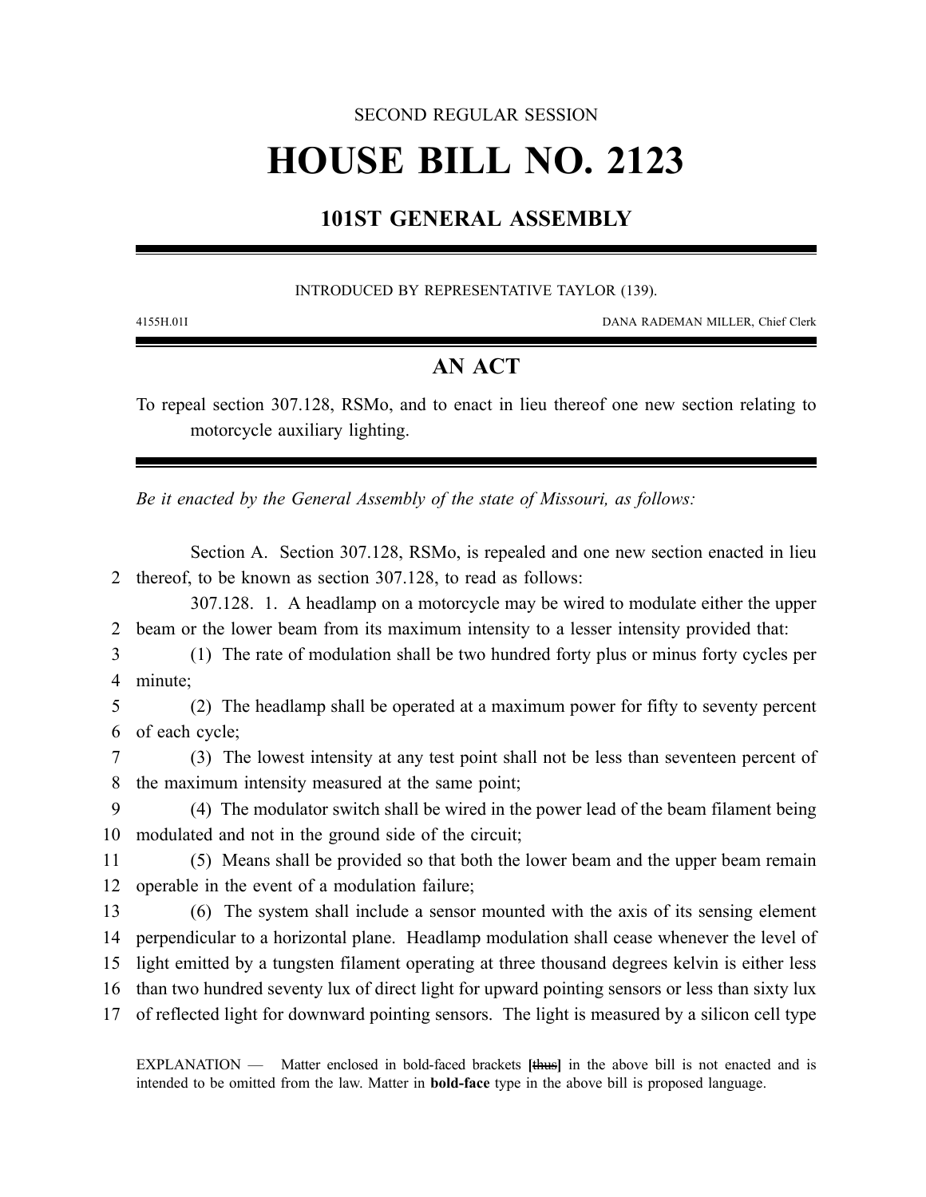SECOND REGULAR SESSION

# HOUSE BILL NO. 2123

## 101ST GENERAL ASSEMBLY

INTRODUCED BY REPRESENTATIVE TAYLOR (139).

4155H.01I DANA RADEMAN MILLER, Chief Clerk

## AN ACT

To repeal section 307.128, RSMo, and to enact in lieu thereof one new section relating to motorcycle auxiliary lighting.

*Be it enacted by the General Assembly of the state of Missouri, as follows:*

Section A. Section 307.128, RSMo, is repealed and one new section enacted in lieu thereof, to be known as section 307.128, to read as follows:

307.128. 1. A headlamp on a motorcycle may be wired to modulate either the upper beam or the lower beam from its maximum intensity to a lesser intensity provided that:

(1) The rate of modulation shall be two hundred forty plus or minus forty cycles per minute;

(2) The headlamp shall be operated at a maximum power for fifty to seventy percent of each cycle;

(3) The lowest intensity at any test point shall not be less than seventeen percent of the maximum intensity measured at the same point;

(4) The modulator switch shall be wired in the power lead of the beam filament being modulated and not in the ground side of the circuit;

(5) Means shall be provided so that both the lower beam and the upper beam remain operable in the event of a modulation failure;

(6) The system shall include a sensor mounted with the axis of its sensing element perpendicular to a horizontal plane. Headlamp modulation shall cease whenever the level of light emitted by a tungsten filament operating at three thousand degrees kelvin is either less than two hundred seventy lux of direct light for upward pointing sensors or less than sixty lux of reflected light for downward pointing sensors. The light is measured by a silicon cell type

EXPLANATION — Matter enclosed in bold-faced brackets **[~~thus~~]** in the above bill is not enacted and is intended to be omitted from the law. Matter in **bold-face** type in the above bill is proposed language.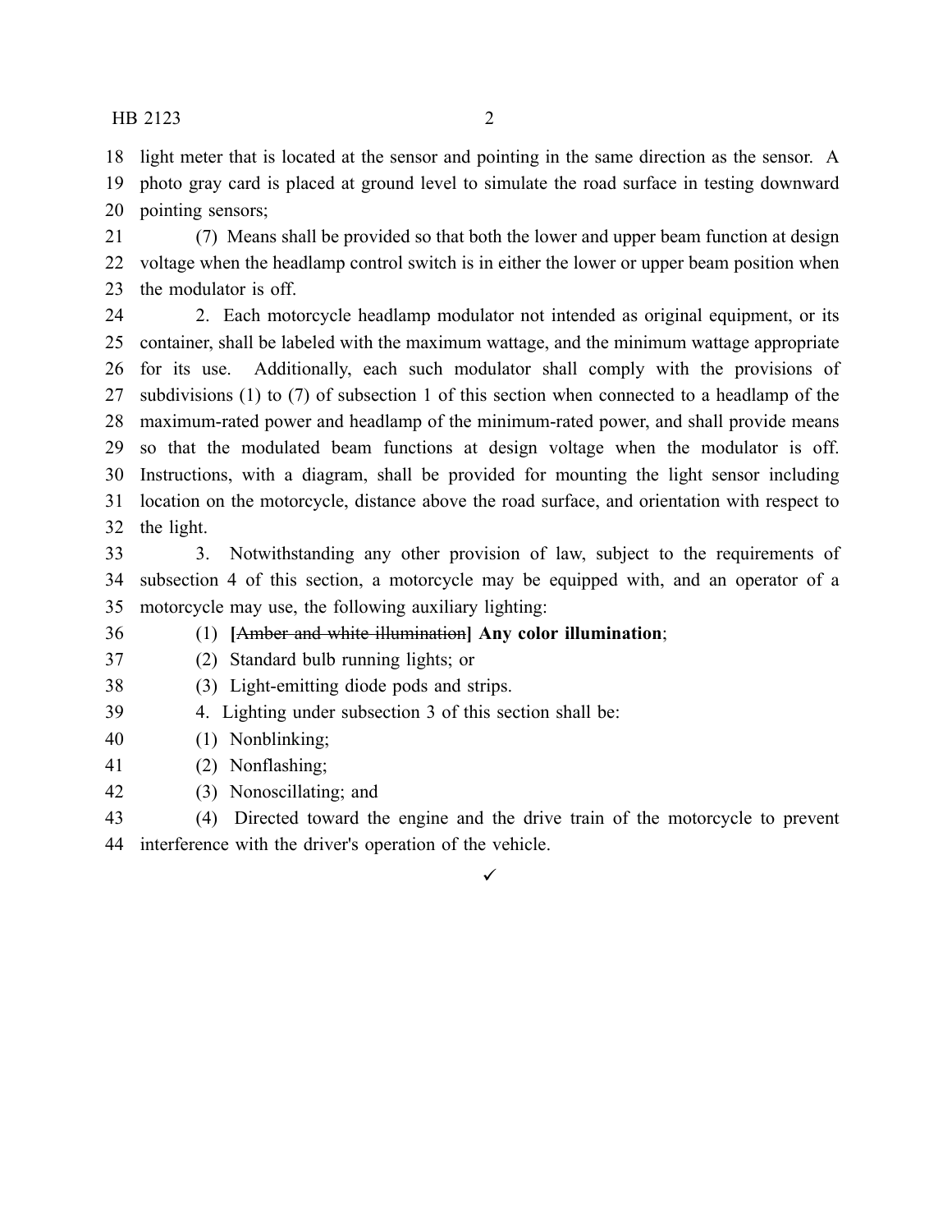light meter that is located at the sensor and pointing in the same direction as the sensor. A photo gray card is placed at ground level to simulate the road surface in testing downward pointing sensors;

(7) Means shall be provided so that both the lower and upper beam function at design voltage when the headlamp control switch is in either the lower or upper beam position when the modulator is off.

2. Each motorcycle headlamp modulator not intended as original equipment, or its container, shall be labeled with the maximum wattage, and the minimum wattage appropriate for its use. Additionally, each such modulator shall comply with the provisions of subdivisions (1) to (7) of subsection 1 of this section when connected to a headlamp of the maximum-rated power and headlamp of the minimum-rated power, and shall provide means so that the modulated beam functions at design voltage when the modulator is off. Instructions, with a diagram, shall be provided for mounting the light sensor including location on the motorcycle, distance above the road surface, and orientation with respect to the light.

3. Notwithstanding any other provision of law, subject to the requirements of subsection 4 of this section, a motorcycle may be equipped with, and an operator of a motorcycle may use, the following auxiliary lighting:

(1) **[**~~Amber and white illumination~~**] Any color illumination**;

(2) Standard bulb running lights; or

(3) Light-emitting diode pods and strips.

4. Lighting under subsection 3 of this section shall be:

(1) Nonblinking;

(2) Nonflashing;

(3) Nonoscillating; and

(4) Directed toward the engine and the drive train of the motorcycle to prevent interference with the driver's operation of the vehicle.

✓